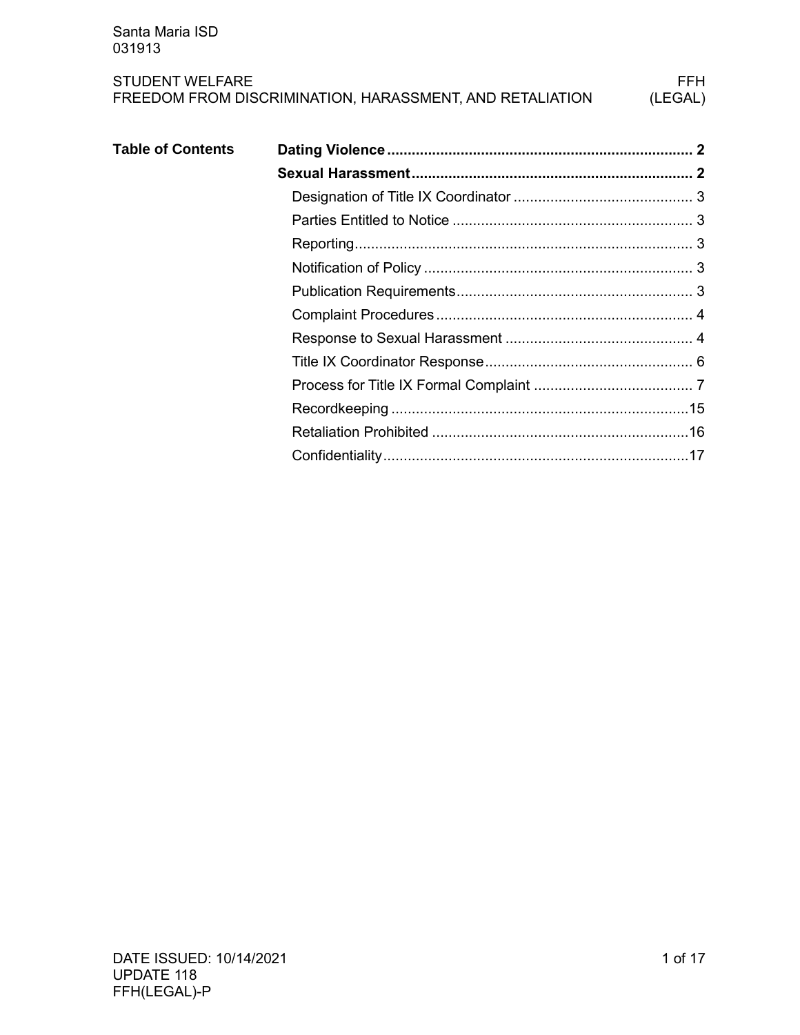Santa Maria ISD
031913

STUDENT WELFARE
FREEDOM FROM DISCRIMINATION, HARASSMENT, AND RETALIATION

FFH (LEGAL)

**Table of Contents**

**Dating Violence** .......... 2

**Sexual Harassment** .......... 2

- Designation of Title IX Coordinator .......... 3
- Parties Entitled to Notice .......... 3
- Reporting .......... 3
- Notification of Policy .......... 3
- Publication Requirements .......... 3
- Complaint Procedures .......... 4
- Response to Sexual Harassment .......... 4
- Title IX Coordinator Response .......... 6
- Process for Title IX Formal Complaint .......... 7
- Recordkeeping .......... 15
- Retaliation Prohibited .......... 16
- Confidentiality .......... 17

DATE ISSUED: 10/14/2021
UPDATE 118
FFH(LEGAL)-P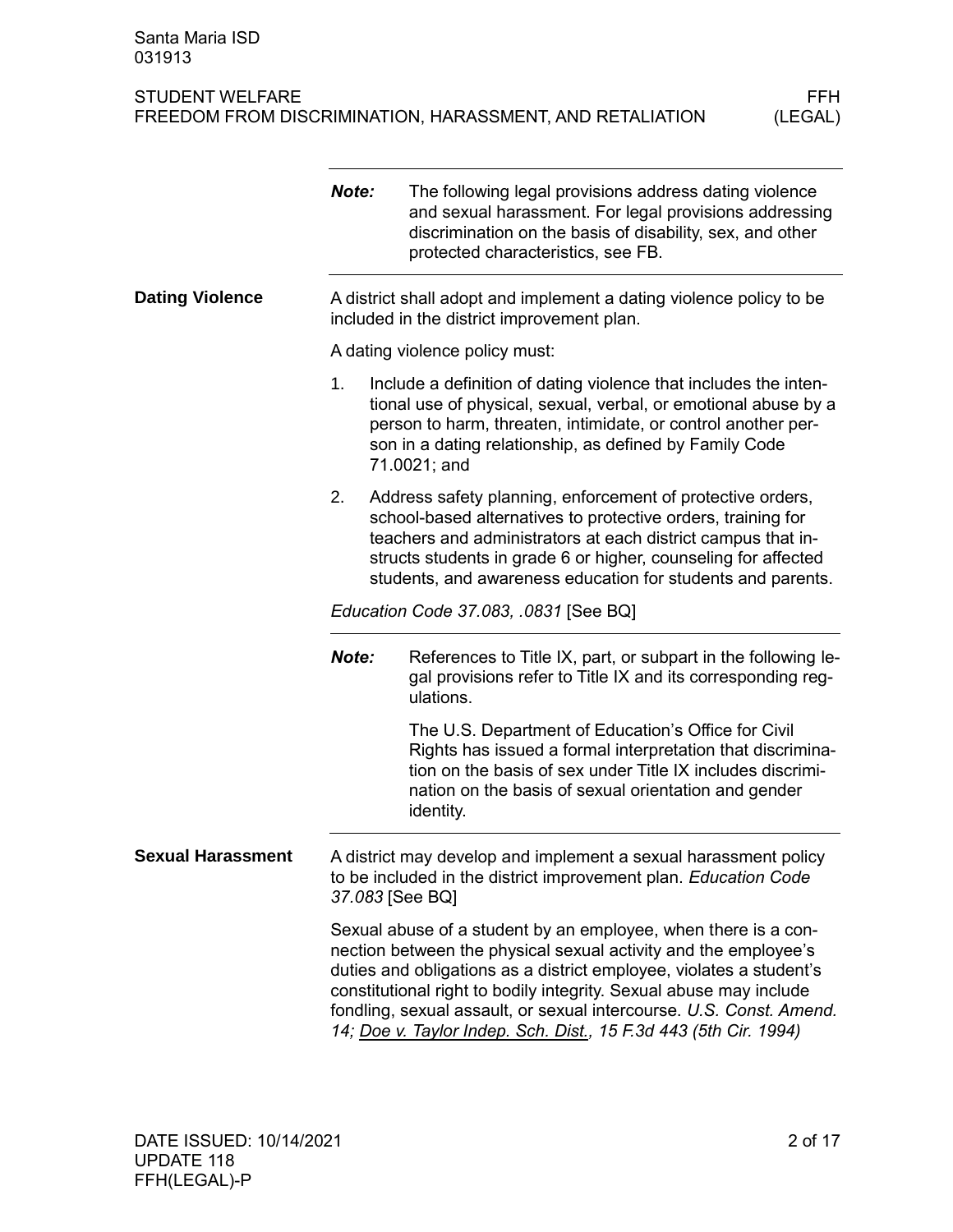**Note:** The following legal provisions address dating violence and sexual harassment. For legal provisions addressing discrimination on the basis of disability, sex, and other protected characteristics, see FB.

## Dating Violence

A district shall adopt and implement a dating violence policy to be included in the district improvement plan.

A dating violence policy must:

1. Include a definition of dating violence that includes the intentional use of physical, sexual, verbal, or emotional abuse by a person to harm, threaten, intimidate, or control another person in a dating relationship, as defined by Family Code 71.0021; and
2. Address safety planning, enforcement of protective orders, school-based alternatives to protective orders, training for teachers and administrators at each district campus that instructs students in grade 6 or higher, counseling for affected students, and awareness education for students and parents.

*Education Code 37.083, .0831* [See BQ]

**Note:** References to Title IX, part, or subpart in the following legal provisions refer to Title IX and its corresponding regulations.

The U.S. Department of Education's Office for Civil Rights has issued a formal interpretation that discrimination on the basis of sex under Title IX includes discrimination on the basis of sexual orientation and gender identity.

## Sexual Harassment

A district may develop and implement a sexual harassment policy to be included in the district improvement plan. *Education Code 37.083* [See BQ]

Sexual abuse of a student by an employee, when there is a connection between the physical sexual activity and the employee's duties and obligations as a district employee, violates a student's constitutional right to bodily integrity. Sexual abuse may include fondling, sexual assault, or sexual intercourse. *U.S. Const. Amend. 14; Doe v. Taylor Indep. Sch. Dist., 15 F.3d 443 (5th Cir. 1994)*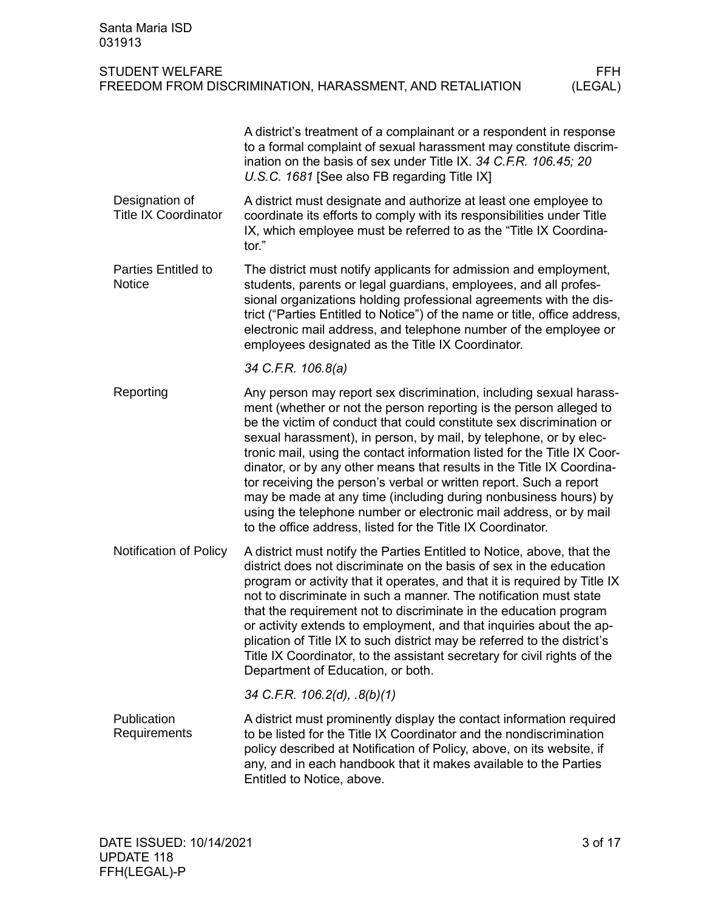A district's treatment of a complainant or a respondent in response to a formal complaint of sexual harassment may constitute discrimination on the basis of sex under Title IX. *34 C.F.R. 106.45; 20 U.S.C. 1681* [See also FB regarding Title IX]

## Designation of Title IX Coordinator

A district must designate and authorize at least one employee to coordinate its efforts to comply with its responsibilities under Title IX, which employee must be referred to as the "Title IX Coordinator."

## Parties Entitled to Notice

The district must notify applicants for admission and employment, students, parents or legal guardians, employees, and all professional organizations holding professional agreements with the district ("Parties Entitled to Notice") of the name or title, office address, electronic mail address, and telephone number of the employee or employees designated as the Title IX Coordinator.

*34 C.F.R. 106.8(a)*

## Reporting

Any person may report sex discrimination, including sexual harassment (whether or not the person reporting is the person alleged to be the victim of conduct that could constitute sex discrimination or sexual harassment), in person, by mail, by telephone, or by electronic mail, using the contact information listed for the Title IX Coordinator, or by any other means that results in the Title IX Coordinator receiving the person's verbal or written report. Such a report may be made at any time (including during nonbusiness hours) by using the telephone number or electronic mail address, or by mail to the office address, listed for the Title IX Coordinator.

## Notification of Policy

A district must notify the Parties Entitled to Notice, above, that the district does not discriminate on the basis of sex in the education program or activity that it operates, and that it is required by Title IX not to discriminate in such a manner. The notification must state that the requirement not to discriminate in the education program or activity extends to employment, and that inquiries about the application of Title IX to such district may be referred to the district's Title IX Coordinator, to the assistant secretary for civil rights of the Department of Education, or both.

*34 C.F.R. 106.2(d), .8(b)(1)*

## Publication Requirements

A district must prominently display the contact information required to be listed for the Title IX Coordinator and the nondiscrimination policy described at Notification of Policy, above, on its website, if any, and in each handbook that it makes available to the Parties Entitled to Notice, above.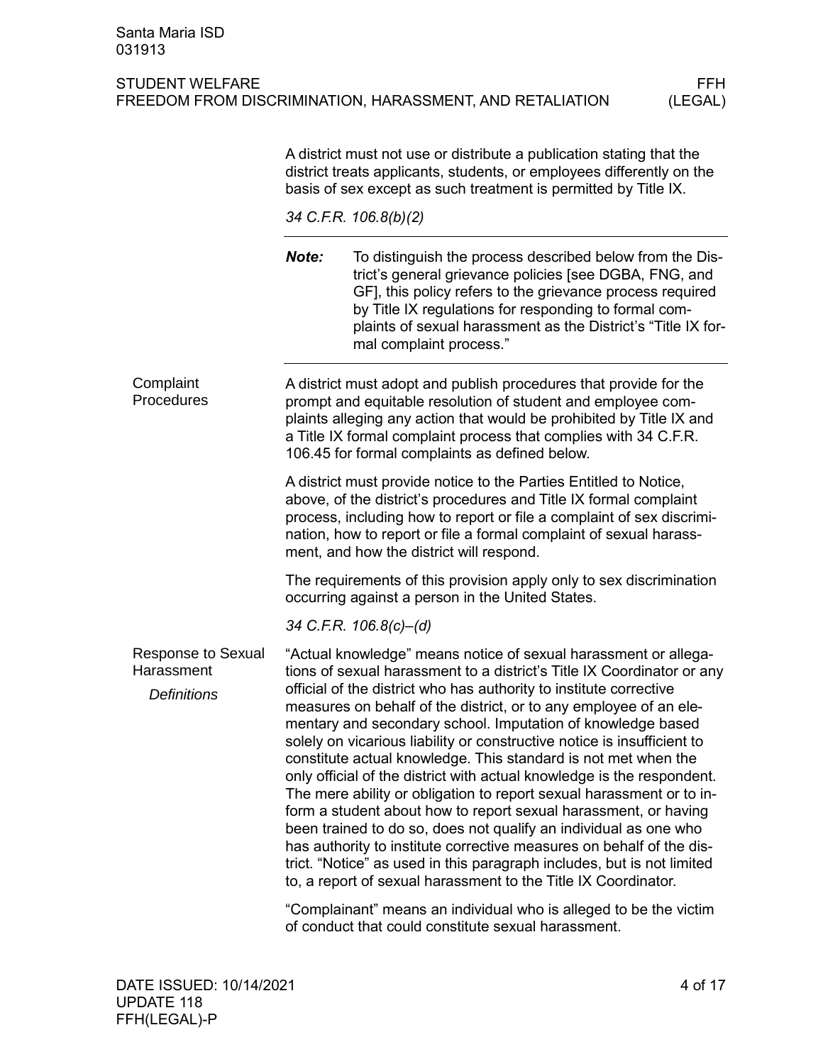A district must not use or distribute a publication stating that the district treats applicants, students, or employees differently on the basis of sex except as such treatment is permitted by Title IX.

*34 C.F.R. 106.8(b)(2)*

---

***Note:*** To distinguish the process described below from the District's general grievance policies [see DGBA, FNG, and GF], this policy refers to the grievance process required by Title IX regulations for responding to formal complaints of sexual harassment as the District's "Title IX formal complaint process."

---

## Complaint Procedures

A district must adopt and publish procedures that provide for the prompt and equitable resolution of student and employee complaints alleging any action that would be prohibited by Title IX and a Title IX formal complaint process that complies with 34 C.F.R. 106.45 for formal complaints as defined below.

A district must provide notice to the Parties Entitled to Notice, above, of the district's procedures and Title IX formal complaint process, including how to report or file a complaint of sex discrimination, how to report or file a formal complaint of sexual harassment, and how the district will respond.

The requirements of this provision apply only to sex discrimination occurring against a person in the United States.

*34 C.F.R. 106.8(c)–(d)*

## Response to Sexual Harassment

### *Definitions*

"Actual knowledge" means notice of sexual harassment or allegations of sexual harassment to a district's Title IX Coordinator or any official of the district who has authority to institute corrective measures on behalf of the district, or to any employee of an elementary and secondary school. Imputation of knowledge based solely on vicarious liability or constructive notice is insufficient to constitute actual knowledge. This standard is not met when the only official of the district with actual knowledge is the respondent. The mere ability or obligation to report sexual harassment or to inform a student about how to report sexual harassment, or having been trained to do so, does not qualify an individual as one who has authority to institute corrective measures on behalf of the district. "Notice" as used in this paragraph includes, but is not limited to, a report of sexual harassment to the Title IX Coordinator.

"Complainant" means an individual who is alleged to be the victim of conduct that could constitute sexual harassment.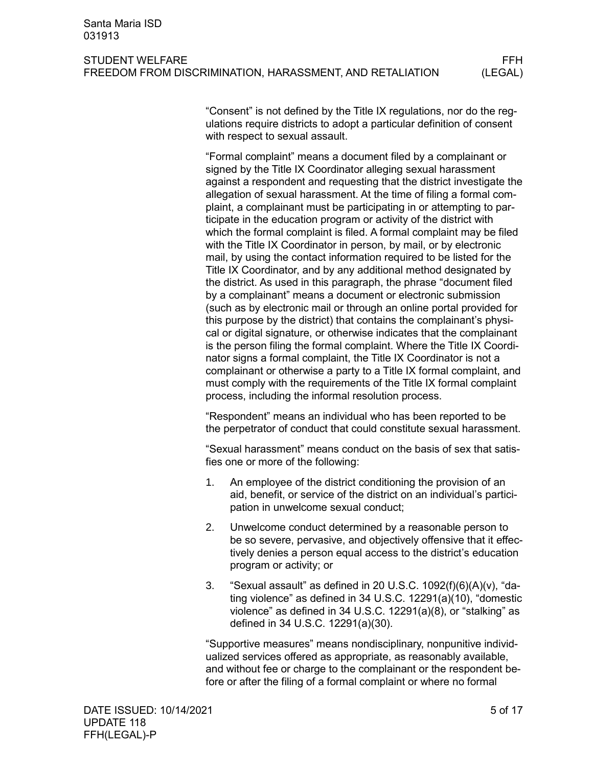"Consent" is not defined by the Title IX regulations, nor do the regulations require districts to adopt a particular definition of consent with respect to sexual assault.

"Formal complaint" means a document filed by a complainant or signed by the Title IX Coordinator alleging sexual harassment against a respondent and requesting that the district investigate the allegation of sexual harassment. At the time of filing a formal complaint, a complainant must be participating in or attempting to participate in the education program or activity of the district with which the formal complaint is filed. A formal complaint may be filed with the Title IX Coordinator in person, by mail, or by electronic mail, by using the contact information required to be listed for the Title IX Coordinator, and by any additional method designated by the district. As used in this paragraph, the phrase "document filed by a complainant" means a document or electronic submission (such as by electronic mail or through an online portal provided for this purpose by the district) that contains the complainant's physical or digital signature, or otherwise indicates that the complainant is the person filing the formal complaint. Where the Title IX Coordinator signs a formal complaint, the Title IX Coordinator is not a complainant or otherwise a party to a Title IX formal complaint, and must comply with the requirements of the Title IX formal complaint process, including the informal resolution process.

"Respondent" means an individual who has been reported to be the perpetrator of conduct that could constitute sexual harassment.

"Sexual harassment" means conduct on the basis of sex that satisfies one or more of the following:

1. An employee of the district conditioning the provision of an aid, benefit, or service of the district on an individual's participation in unwelcome sexual conduct;
2. Unwelcome conduct determined by a reasonable person to be so severe, pervasive, and objectively offensive that it effectively denies a person equal access to the district's education program or activity; or
3. "Sexual assault" as defined in 20 U.S.C. 1092(f)(6)(A)(v), "dating violence" as defined in 34 U.S.C. 12291(a)(10), "domestic violence" as defined in 34 U.S.C. 12291(a)(8), or "stalking" as defined in 34 U.S.C. 12291(a)(30).

"Supportive measures" means nondisciplinary, nonpunitive individualized services offered as appropriate, as reasonably available, and without fee or charge to the complainant or the respondent before or after the filing of a formal complaint or where no formal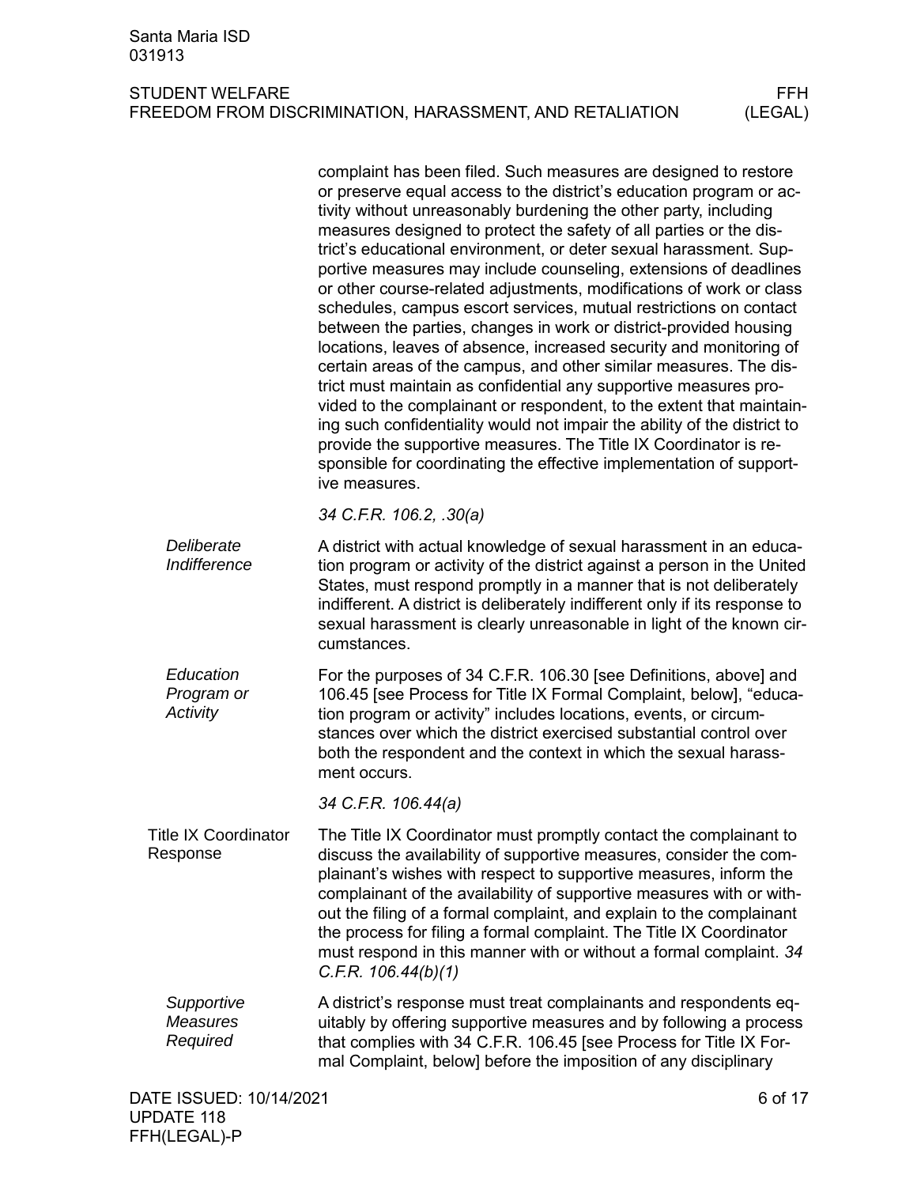complaint has been filed. Such measures are designed to restore or preserve equal access to the district's education program or activity without unreasonably burdening the other party, including measures designed to protect the safety of all parties or the district's educational environment, or deter sexual harassment. Supportive measures may include counseling, extensions of deadlines or other course-related adjustments, modifications of work or class schedules, campus escort services, mutual restrictions on contact between the parties, changes in work or district-provided housing locations, leaves of absence, increased security and monitoring of certain areas of the campus, and other similar measures. The district must maintain as confidential any supportive measures provided to the complainant or respondent, to the extent that maintaining such confidentiality would not impair the ability of the district to provide the supportive measures. The Title IX Coordinator is responsible for coordinating the effective implementation of supportive measures.

*34 C.F.R. 106.2, .30(a)*

#### *Deliberate Indifference*

A district with actual knowledge of sexual harassment in an education program or activity of the district against a person in the United States, must respond promptly in a manner that is not deliberately indifferent. A district is deliberately indifferent only if its response to sexual harassment is clearly unreasonable in light of the known circumstances.

#### *Education Program or Activity*

For the purposes of 34 C.F.R. 106.30 [see Definitions, above] and 106.45 [see Process for Title IX Formal Complaint, below], "education program or activity" includes locations, events, or circumstances over which the district exercised substantial control over both the respondent and the context in which the sexual harassment occurs.

*34 C.F.R. 106.44(a)*

### Title IX Coordinator Response

The Title IX Coordinator must promptly contact the complainant to discuss the availability of supportive measures, consider the complainant's wishes with respect to supportive measures, inform the complainant of the availability of supportive measures with or without the filing of a formal complaint, and explain to the complainant the process for filing a formal complaint. The Title IX Coordinator must respond in this manner with or without a formal complaint. *34 C.F.R. 106.44(b)(1)*

#### *Supportive Measures Required*

A district's response must treat complainants and respondents equitably by offering supportive measures and by following a process that complies with 34 C.F.R. 106.45 [see Process for Title IX Formal Complaint, below] before the imposition of any disciplinary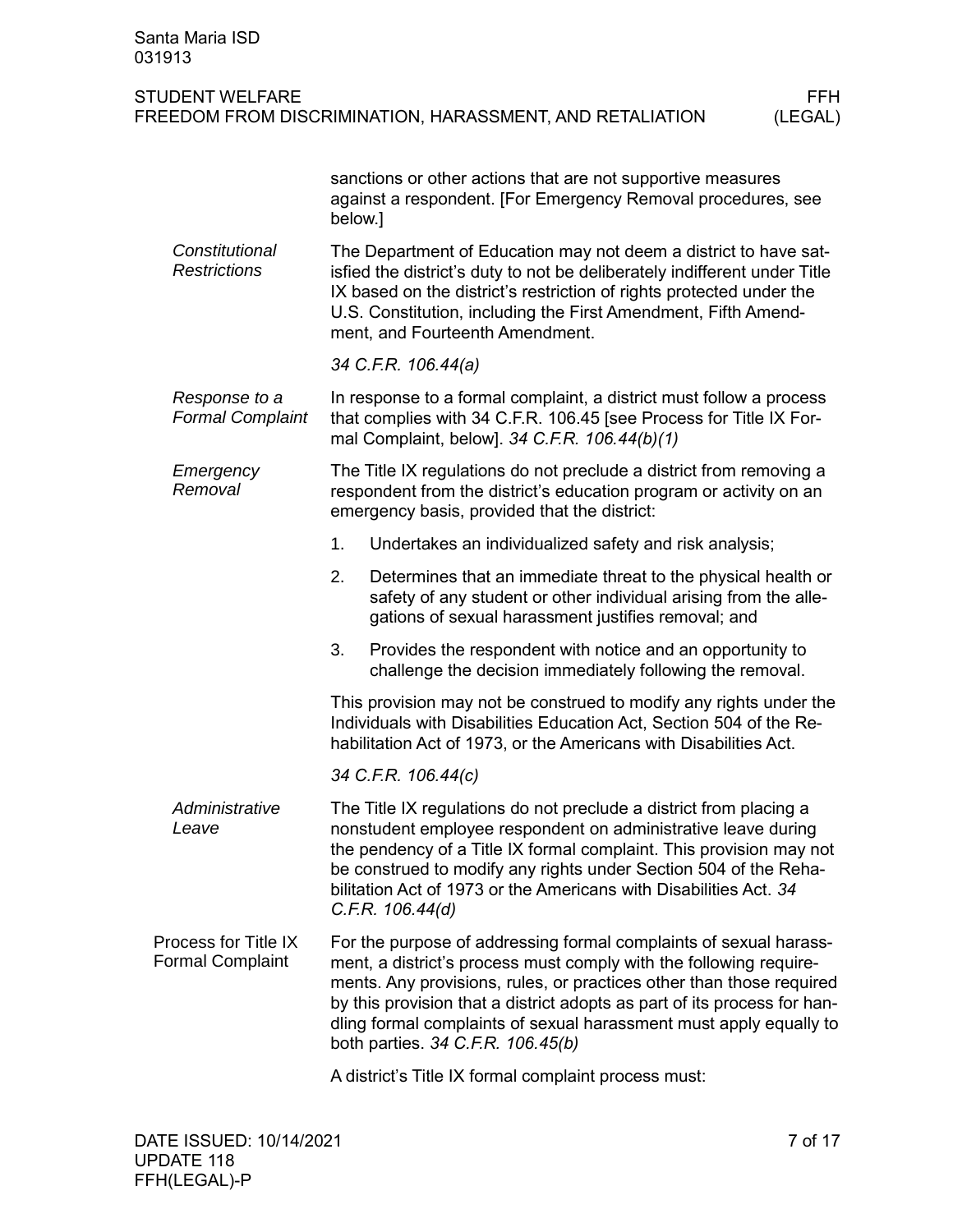sanctions or other actions that are not supportive measures against a respondent. [For Emergency Removal procedures, see below.]

*Constitutional Restrictions*

The Department of Education may not deem a district to have satisfied the district's duty to not be deliberately indifferent under Title IX based on the district's restriction of rights protected under the U.S. Constitution, including the First Amendment, Fifth Amendment, and Fourteenth Amendment.

*34 C.F.R. 106.44(a)*

*Response to a Formal Complaint*

In response to a formal complaint, a district must follow a process that complies with 34 C.F.R. 106.45 [see Process for Title IX Formal Complaint, below]. *34 C.F.R. 106.44(b)(1)*

*Emergency Removal*

The Title IX regulations do not preclude a district from removing a respondent from the district's education program or activity on an emergency basis, provided that the district:

1. Undertakes an individualized safety and risk analysis;
2. Determines that an immediate threat to the physical health or safety of any student or other individual arising from the allegations of sexual harassment justifies removal; and
3. Provides the respondent with notice and an opportunity to challenge the decision immediately following the removal.

This provision may not be construed to modify any rights under the Individuals with Disabilities Education Act, Section 504 of the Rehabilitation Act of 1973, or the Americans with Disabilities Act.

*34 C.F.R. 106.44(c)*

*Administrative Leave*

The Title IX regulations do not preclude a district from placing a nonstudent employee respondent on administrative leave during the pendency of a Title IX formal complaint. This provision may not be construed to modify any rights under Section 504 of the Rehabilitation Act of 1973 or the Americans with Disabilities Act. *34 C.F.R. 106.44(d)*

## Process for Title IX Formal Complaint

For the purpose of addressing formal complaints of sexual harassment, a district's process must comply with the following requirements. Any provisions, rules, or practices other than those required by this provision that a district adopts as part of its process for handling formal complaints of sexual harassment must apply equally to both parties. *34 C.F.R. 106.45(b)*

A district's Title IX formal complaint process must: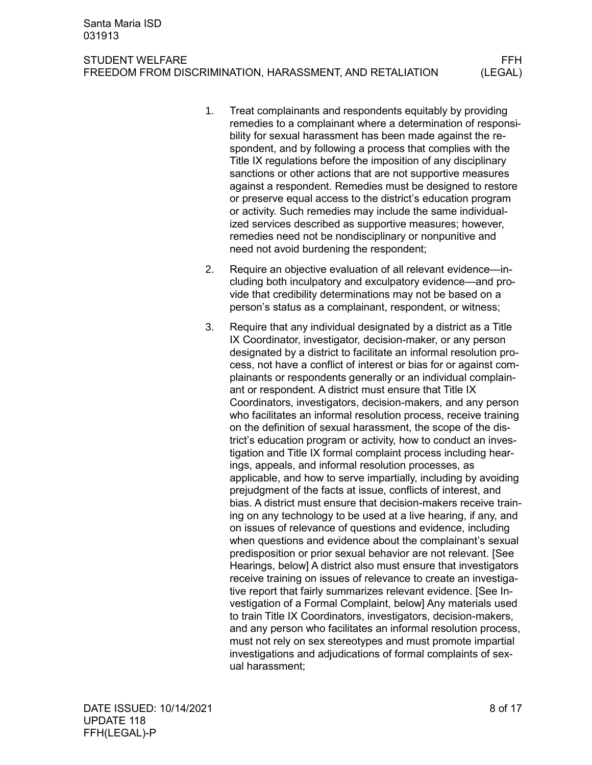1. Treat complainants and respondents equitably by providing remedies to a complainant where a determination of responsibility for sexual harassment has been made against the respondent, and by following a process that complies with the Title IX regulations before the imposition of any disciplinary sanctions or other actions that are not supportive measures against a respondent. Remedies must be designed to restore or preserve equal access to the district's education program or activity. Such remedies may include the same individualized services described as supportive measures; however, remedies need not be nondisciplinary or nonpunitive and need not avoid burdening the respondent;

2. Require an objective evaluation of all relevant evidence—including both inculpatory and exculpatory evidence—and provide that credibility determinations may not be based on a person's status as a complainant, respondent, or witness;

3. Require that any individual designated by a district as a Title IX Coordinator, investigator, decision-maker, or any person designated by a district to facilitate an informal resolution process, not have a conflict of interest or bias for or against complainants or respondents generally or an individual complainant or respondent. A district must ensure that Title IX Coordinators, investigators, decision-makers, and any person who facilitates an informal resolution process, receive training on the definition of sexual harassment, the scope of the district's education program or activity, how to conduct an investigation and Title IX formal complaint process including hearings, appeals, and informal resolution processes, as applicable, and how to serve impartially, including by avoiding prejudgment of the facts at issue, conflicts of interest, and bias. A district must ensure that decision-makers receive training on any technology to be used at a live hearing, if any, and on issues of relevance of questions and evidence, including when questions and evidence about the complainant's sexual predisposition or prior sexual behavior are not relevant. [See Hearings, below] A district also must ensure that investigators receive training on issues of relevance to create an investigative report that fairly summarizes relevant evidence. [See Investigation of a Formal Complaint, below] Any materials used to train Title IX Coordinators, investigators, decision-makers, and any person who facilitates an informal resolution process, must not rely on sex stereotypes and must promote impartial investigations and adjudications of formal complaints of sexual harassment;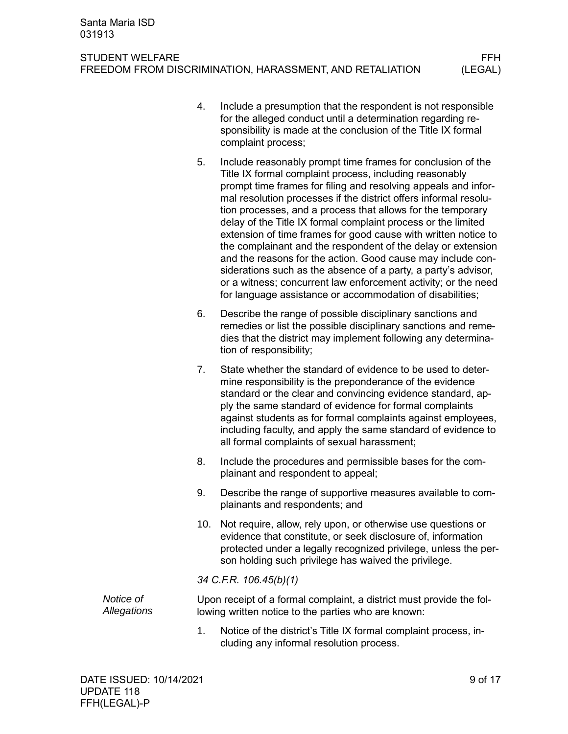4. Include a presumption that the respondent is not responsible for the alleged conduct until a determination regarding responsibility is made at the conclusion of the Title IX formal complaint process;
5. Include reasonably prompt time frames for conclusion of the Title IX formal complaint process, including reasonably prompt time frames for filing and resolving appeals and informal resolution processes if the district offers informal resolution processes, and a process that allows for the temporary delay of the Title IX formal complaint process or the limited extension of time frames for good cause with written notice to the complainant and the respondent of the delay or extension and the reasons for the action. Good cause may include considerations such as the absence of a party, a party's advisor, or a witness; concurrent law enforcement activity; or the need for language assistance or accommodation of disabilities;
6. Describe the range of possible disciplinary sanctions and remedies or list the possible disciplinary sanctions and remedies that the district may implement following any determination of responsibility;
7. State whether the standard of evidence to be used to determine responsibility is the preponderance of the evidence standard or the clear and convincing evidence standard, apply the same standard of evidence for formal complaints against students as for formal complaints against employees, including faculty, and apply the same standard of evidence to all formal complaints of sexual harassment;
8. Include the procedures and permissible bases for the complainant and respondent to appeal;
9. Describe the range of supportive measures available to complainants and respondents; and
10. Not require, allow, rely upon, or otherwise use questions or evidence that constitute, or seek disclosure of, information protected under a legally recognized privilege, unless the person holding such privilege has waived the privilege.

*34 C.F.R. 106.45(b)(1)*

*Notice of Allegations*

Upon receipt of a formal complaint, a district must provide the following written notice to the parties who are known:

1. Notice of the district's Title IX formal complaint process, including any informal resolution process.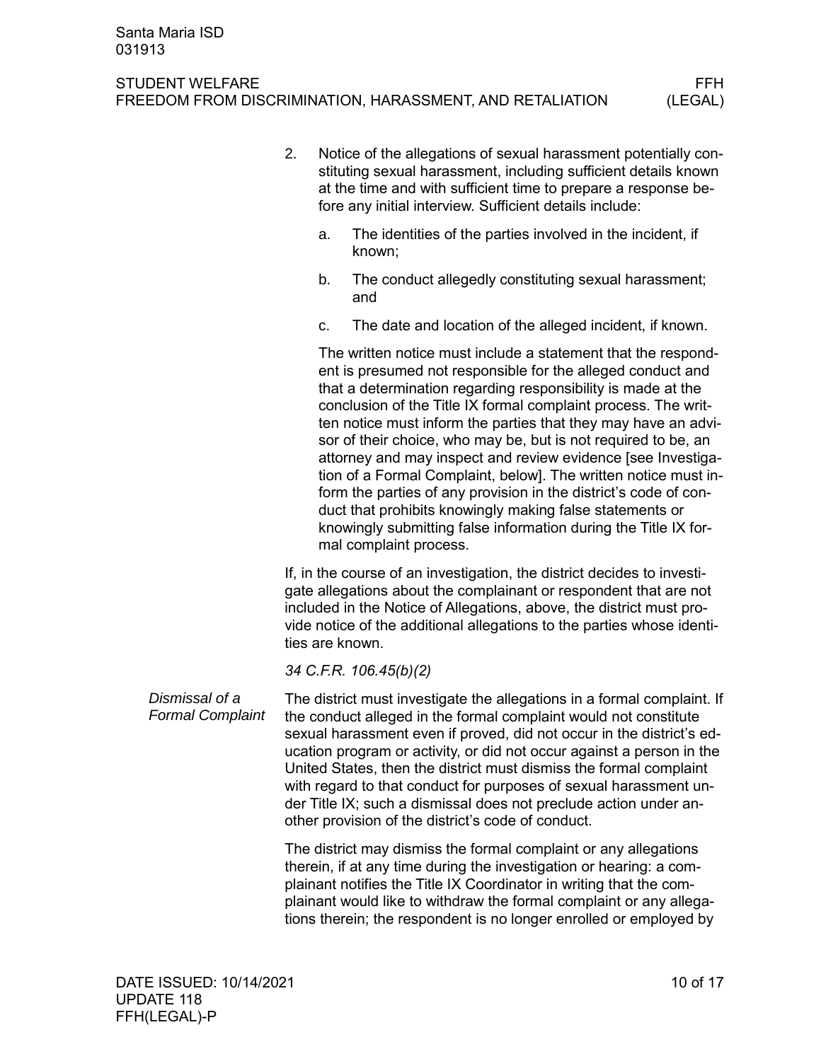2. Notice of the allegations of sexual harassment potentially constituting sexual harassment, including sufficient details known at the time and with sufficient time to prepare a response before any initial interview. Sufficient details include:

    a. The identities of the parties involved in the incident, if known;

    b. The conduct allegedly constituting sexual harassment; and

    c. The date and location of the alleged incident, if known.

    The written notice must include a statement that the respondent is presumed not responsible for the alleged conduct and that a determination regarding responsibility is made at the conclusion of the Title IX formal complaint process. The written notice must inform the parties that they may have an advisor of their choice, who may be, but is not required to be, an attorney and may inspect and review evidence [see Investigation of a Formal Complaint, below]. The written notice must inform the parties of any provision in the district's code of conduct that prohibits knowingly making false statements or knowingly submitting false information during the Title IX formal complaint process.

If, in the course of an investigation, the district decides to investigate allegations about the complainant or respondent that are not included in the Notice of Allegations, above, the district must provide notice of the additional allegations to the parties whose identities are known.

*34 C.F.R. 106.45(b)(2)*

*Dismissal of a Formal Complaint*

The district must investigate the allegations in a formal complaint. If the conduct alleged in the formal complaint would not constitute sexual harassment even if proved, did not occur in the district's education program or activity, or did not occur against a person in the United States, then the district must dismiss the formal complaint with regard to that conduct for purposes of sexual harassment under Title IX; such a dismissal does not preclude action under another provision of the district's code of conduct.

The district may dismiss the formal complaint or any allegations therein, if at any time during the investigation or hearing: a complainant notifies the Title IX Coordinator in writing that the complainant would like to withdraw the formal complaint or any allegations therein; the respondent is no longer enrolled or employed by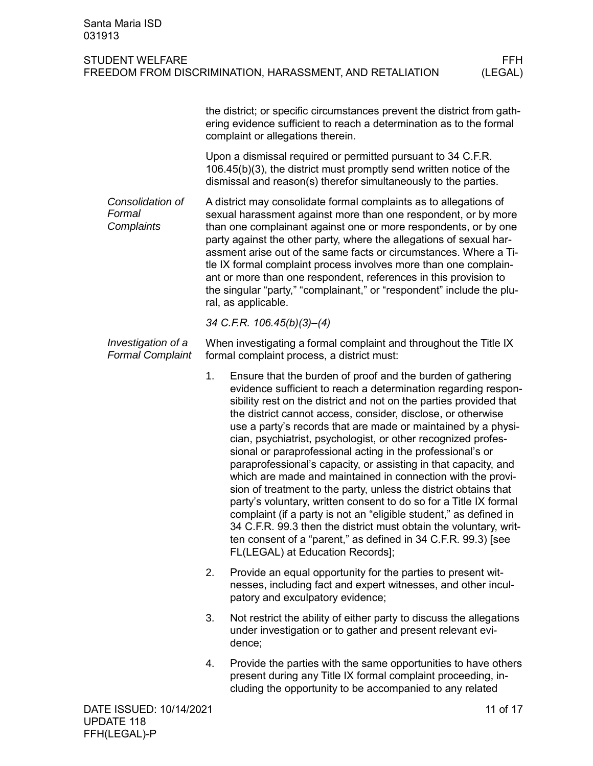the district; or specific circumstances prevent the district from gathering evidence sufficient to reach a determination as to the formal complaint or allegations therein.

Upon a dismissal required or permitted pursuant to 34 C.F.R. 106.45(b)(3), the district must promptly send written notice of the dismissal and reason(s) therefor simultaneously to the parties.

### *Consolidation of Formal Complaints*

A district may consolidate formal complaints as to allegations of sexual harassment against more than one respondent, or by more than one complainant against one or more respondents, or by one party against the other party, where the allegations of sexual harassment arise out of the same facts or circumstances. Where a Title IX formal complaint process involves more than one complainant or more than one respondent, references in this provision to the singular "party," "complainant," or "respondent" include the plural, as applicable.

*34 C.F.R. 106.45(b)(3)–(4)*

### *Investigation of a Formal Complaint*

When investigating a formal complaint and throughout the Title IX formal complaint process, a district must:

1. Ensure that the burden of proof and the burden of gathering evidence sufficient to reach a determination regarding responsibility rest on the district and not on the parties provided that the district cannot access, consider, disclose, or otherwise use a party's records that are made or maintained by a physician, psychiatrist, psychologist, or other recognized professional or paraprofessional acting in the professional's or paraprofessional's capacity, or assisting in that capacity, and which are made and maintained in connection with the provision of treatment to the party, unless the district obtains that party's voluntary, written consent to do so for a Title IX formal complaint (if a party is not an "eligible student," as defined in 34 C.F.R. 99.3 then the district must obtain the voluntary, written consent of a "parent," as defined in 34 C.F.R. 99.3) [see FL(LEGAL) at Education Records];
2. Provide an equal opportunity for the parties to present witnesses, including fact and expert witnesses, and other inculpatory and exculpatory evidence;
3. Not restrict the ability of either party to discuss the allegations under investigation or to gather and present relevant evidence;
4. Provide the parties with the same opportunities to have others present during any Title IX formal complaint proceeding, including the opportunity to be accompanied to any related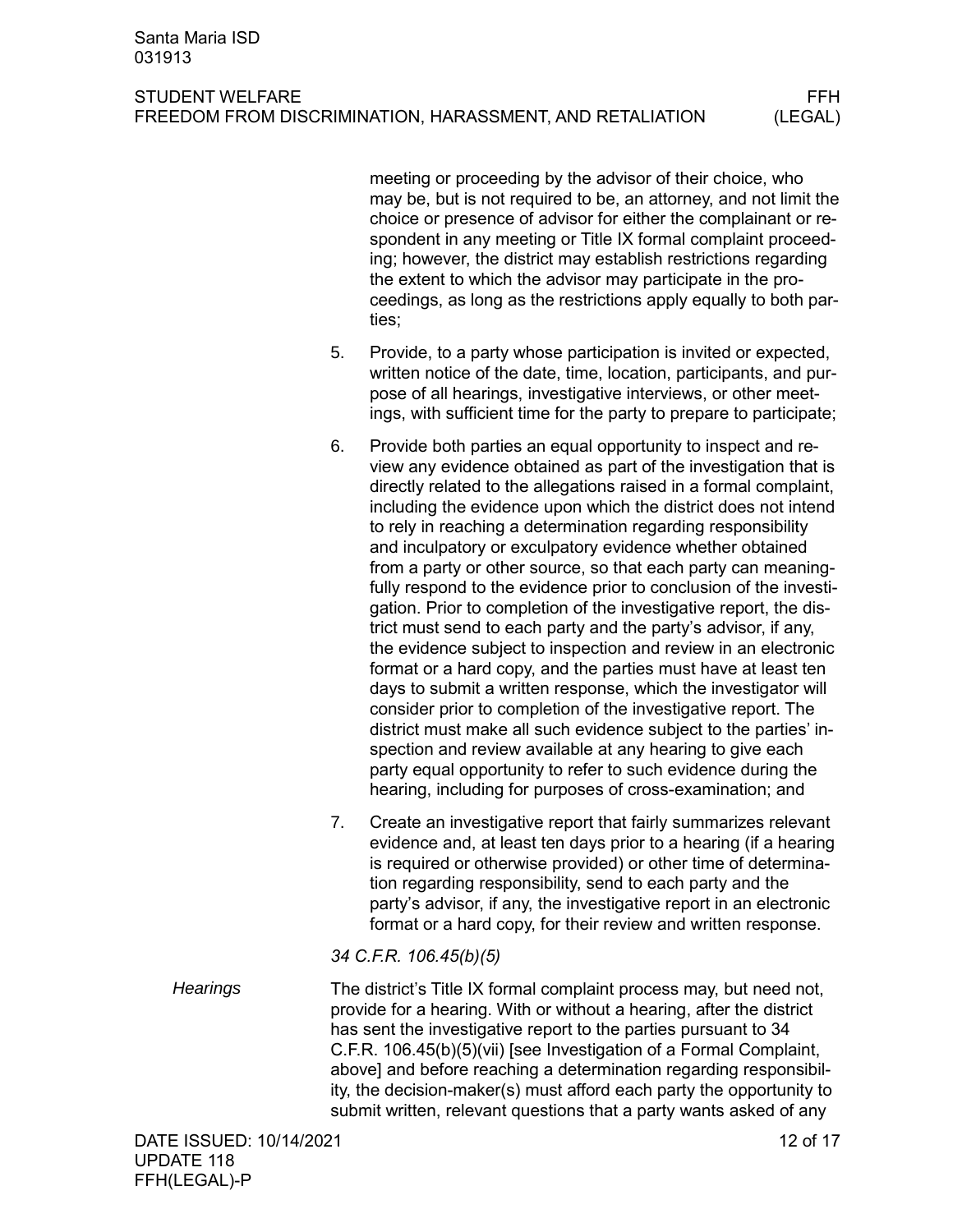meeting or proceeding by the advisor of their choice, who may be, but is not required to be, an attorney, and not limit the choice or presence of advisor for either the complainant or respondent in any meeting or Title IX formal complaint proceeding; however, the district may establish restrictions regarding the extent to which the advisor may participate in the proceedings, as long as the restrictions apply equally to both parties;

5. Provide, to a party whose participation is invited or expected, written notice of the date, time, location, participants, and purpose of all hearings, investigative interviews, or other meetings, with sufficient time for the party to prepare to participate;

6. Provide both parties an equal opportunity to inspect and review any evidence obtained as part of the investigation that is directly related to the allegations raised in a formal complaint, including the evidence upon which the district does not intend to rely in reaching a determination regarding responsibility and inculpatory or exculpatory evidence whether obtained from a party or other source, so that each party can meaningfully respond to the evidence prior to conclusion of the investigation. Prior to completion of the investigative report, the district must send to each party and the party's advisor, if any, the evidence subject to inspection and review in an electronic format or a hard copy, and the parties must have at least ten days to submit a written response, which the investigator will consider prior to completion of the investigative report. The district must make all such evidence subject to the parties' inspection and review available at any hearing to give each party equal opportunity to refer to such evidence during the hearing, including for purposes of cross-examination; and

7. Create an investigative report that fairly summarizes relevant evidence and, at least ten days prior to a hearing (if a hearing is required or otherwise provided) or other time of determination regarding responsibility, send to each party and the party's advisor, if any, the investigative report in an electronic format or a hard copy, for their review and written response.

*34 C.F.R. 106.45(b)(5)*

*Hearings*

The district's Title IX formal complaint process may, but need not, provide for a hearing. With or without a hearing, after the district has sent the investigative report to the parties pursuant to 34 C.F.R. 106.45(b)(5)(vii) [see Investigation of a Formal Complaint, above] and before reaching a determination regarding responsibility, the decision-maker(s) must afford each party the opportunity to submit written, relevant questions that a party wants asked of any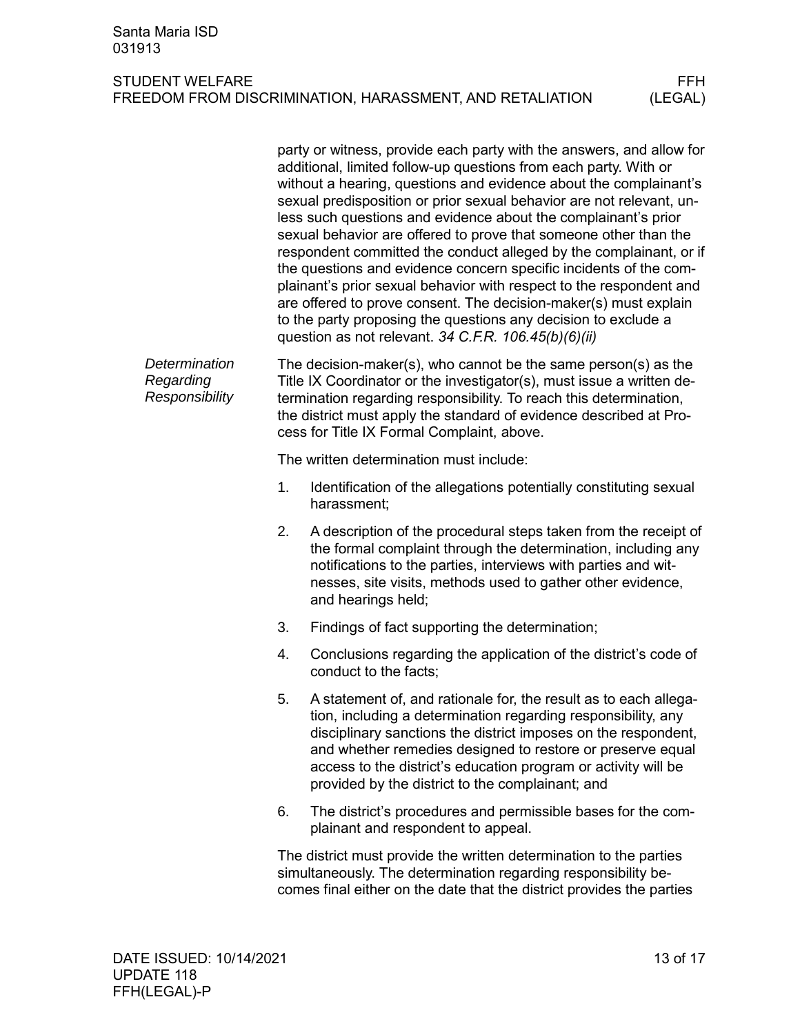party or witness, provide each party with the answers, and allow for additional, limited follow-up questions from each party. With or without a hearing, questions and evidence about the complainant's sexual predisposition or prior sexual behavior are not relevant, unless such questions and evidence about the complainant's prior sexual behavior are offered to prove that someone other than the respondent committed the conduct alleged by the complainant, or if the questions and evidence concern specific incidents of the complainant's prior sexual behavior with respect to the respondent and are offered to prove consent. The decision-maker(s) must explain to the party proposing the questions any decision to exclude a question as not relevant. *34 C.F.R. 106.45(b)(6)(ii)*

*Determination Regarding Responsibility*

The decision-maker(s), who cannot be the same person(s) as the Title IX Coordinator or the investigator(s), must issue a written determination regarding responsibility. To reach this determination, the district must apply the standard of evidence described at Process for Title IX Formal Complaint, above.

The written determination must include:

1. Identification of the allegations potentially constituting sexual harassment;
2. A description of the procedural steps taken from the receipt of the formal complaint through the determination, including any notifications to the parties, interviews with parties and witnesses, site visits, methods used to gather other evidence, and hearings held;
3. Findings of fact supporting the determination;
4. Conclusions regarding the application of the district's code of conduct to the facts;
5. A statement of, and rationale for, the result as to each allegation, including a determination regarding responsibility, any disciplinary sanctions the district imposes on the respondent, and whether remedies designed to restore or preserve equal access to the district's education program or activity will be provided by the district to the complainant; and
6. The district's procedures and permissible bases for the complainant and respondent to appeal.

The district must provide the written determination to the parties simultaneously. The determination regarding responsibility becomes final either on the date that the district provides the parties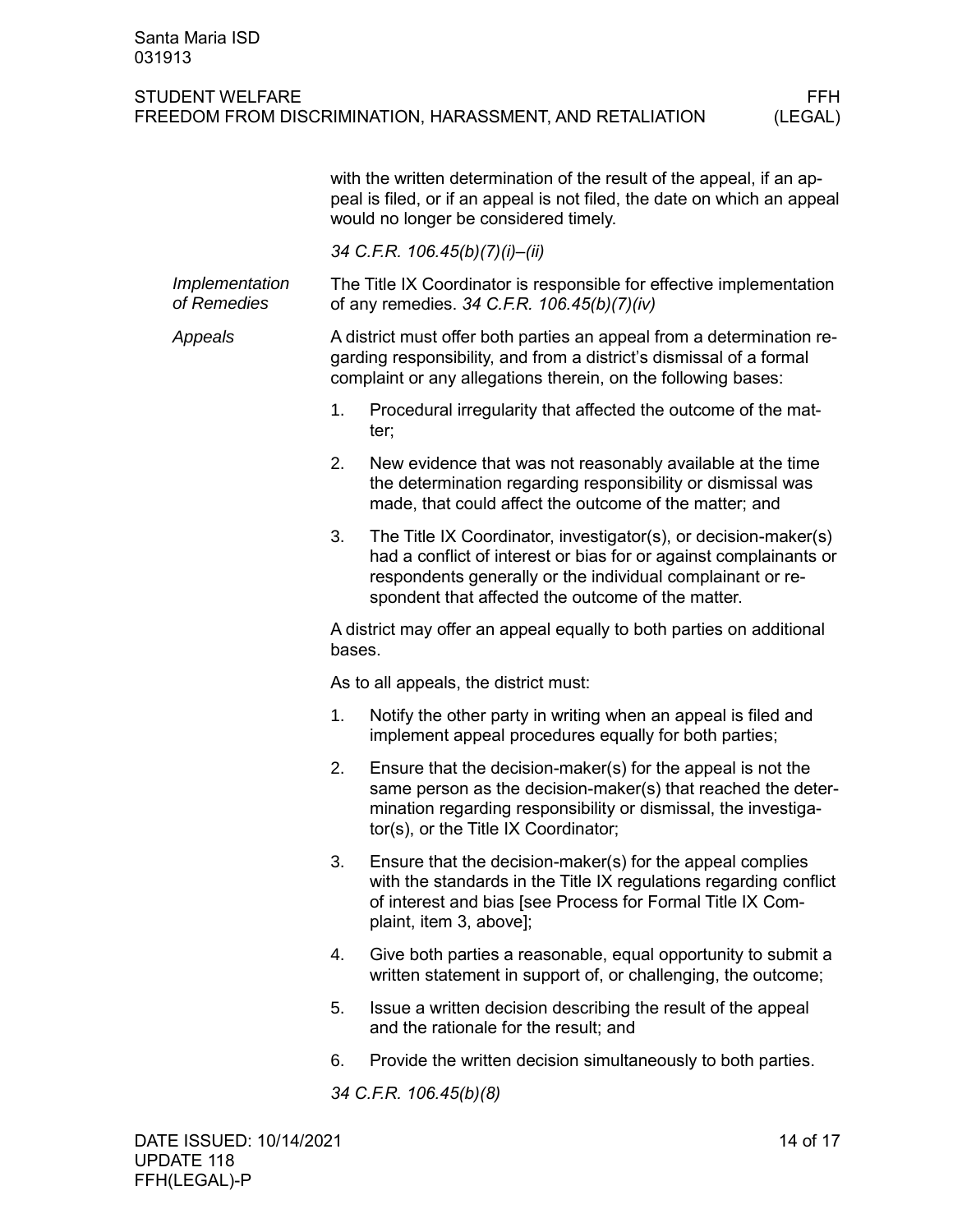with the written determination of the result of the appeal, if an appeal is filed, or if an appeal is not filed, the date on which an appeal would no longer be considered timely.

*34 C.F.R. 106.45(b)(7)(i)–(ii)*

*Implementation of Remedies*

The Title IX Coordinator is responsible for effective implementation of any remedies. *34 C.F.R. 106.45(b)(7)(iv)*

*Appeals*

A district must offer both parties an appeal from a determination regarding responsibility, and from a district's dismissal of a formal complaint or any allegations therein, on the following bases:

1. Procedural irregularity that affected the outcome of the matter;
2. New evidence that was not reasonably available at the time the determination regarding responsibility or dismissal was made, that could affect the outcome of the matter; and
3. The Title IX Coordinator, investigator(s), or decision-maker(s) had a conflict of interest or bias for or against complainants or respondents generally or the individual complainant or respondent that affected the outcome of the matter.

A district may offer an appeal equally to both parties on additional bases.

As to all appeals, the district must:

1. Notify the other party in writing when an appeal is filed and implement appeal procedures equally for both parties;
2. Ensure that the decision-maker(s) for the appeal is not the same person as the decision-maker(s) that reached the determination regarding responsibility or dismissal, the investigator(s), or the Title IX Coordinator;
3. Ensure that the decision-maker(s) for the appeal complies with the standards in the Title IX regulations regarding conflict of interest and bias [see Process for Formal Title IX Complaint, item 3, above];
4. Give both parties a reasonable, equal opportunity to submit a written statement in support of, or challenging, the outcome;
5. Issue a written decision describing the result of the appeal and the rationale for the result; and
6. Provide the written decision simultaneously to both parties.

*34 C.F.R. 106.45(b)(8)*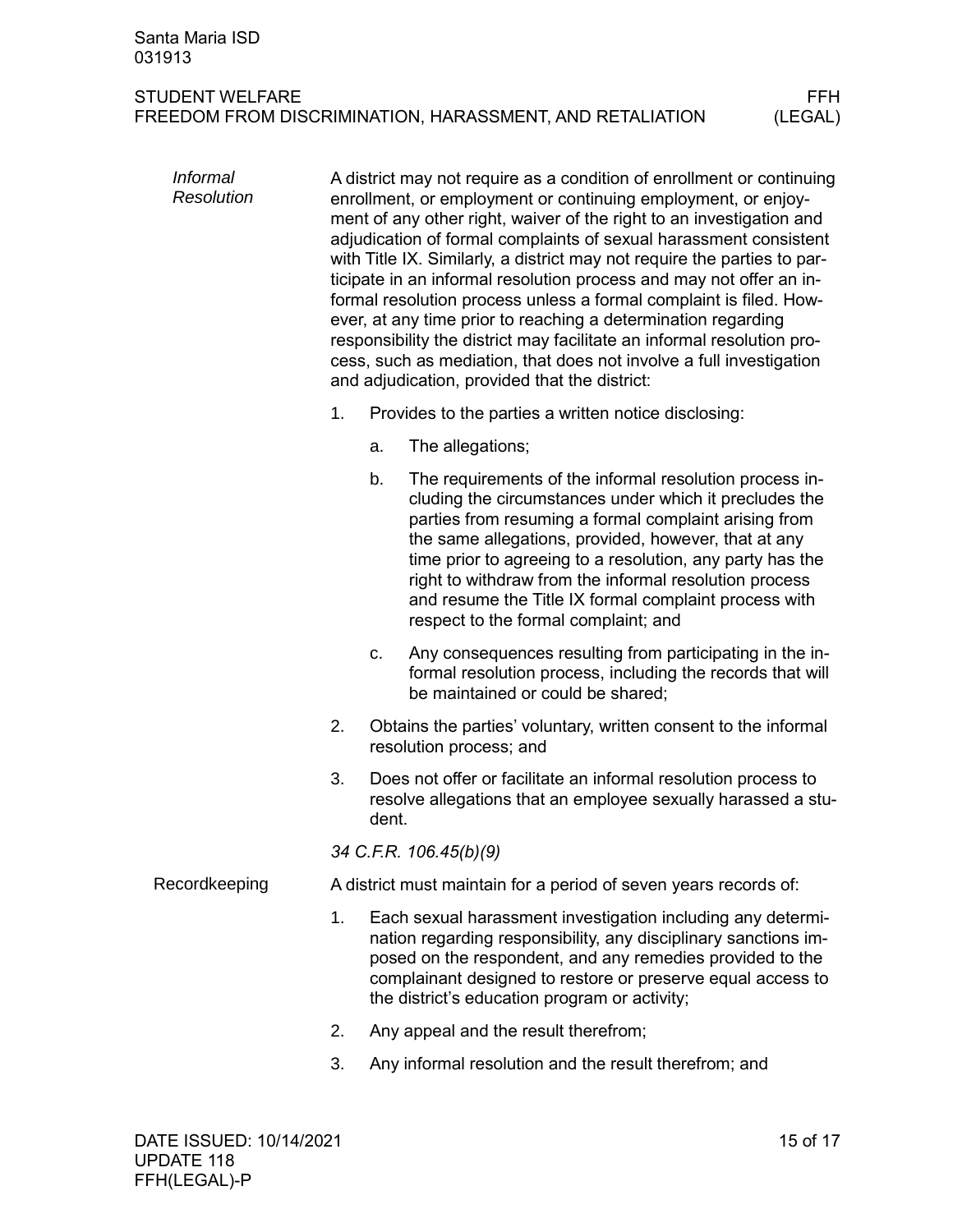*Informal Resolution*

A district may not require as a condition of enrollment or continuing enrollment, or employment or continuing employment, or enjoyment of any other right, waiver of the right to an investigation and adjudication of formal complaints of sexual harassment consistent with Title IX. Similarly, a district may not require the parties to participate in an informal resolution process and may not offer an informal resolution process unless a formal complaint is filed. However, at any time prior to reaching a determination regarding responsibility the district may facilitate an informal resolution process, such as mediation, that does not involve a full investigation and adjudication, provided that the district:

1. Provides to the parties a written notice disclosing:
    a. The allegations;
    b. The requirements of the informal resolution process including the circumstances under which it precludes the parties from resuming a formal complaint arising from the same allegations, provided, however, that at any time prior to agreeing to a resolution, any party has the right to withdraw from the informal resolution process and resume the Title IX formal complaint process with respect to the formal complaint; and
    c. Any consequences resulting from participating in the informal resolution process, including the records that will be maintained or could be shared;
2. Obtains the parties' voluntary, written consent to the informal resolution process; and
3. Does not offer or facilitate an informal resolution process to resolve allegations that an employee sexually harassed a student.

*34 C.F.R. 106.45(b)(9)*

Recordkeeping

A district must maintain for a period of seven years records of:

1. Each sexual harassment investigation including any determination regarding responsibility, any disciplinary sanctions imposed on the respondent, and any remedies provided to the complainant designed to restore or preserve equal access to the district's education program or activity;
2. Any appeal and the result therefrom;
3. Any informal resolution and the result therefrom; and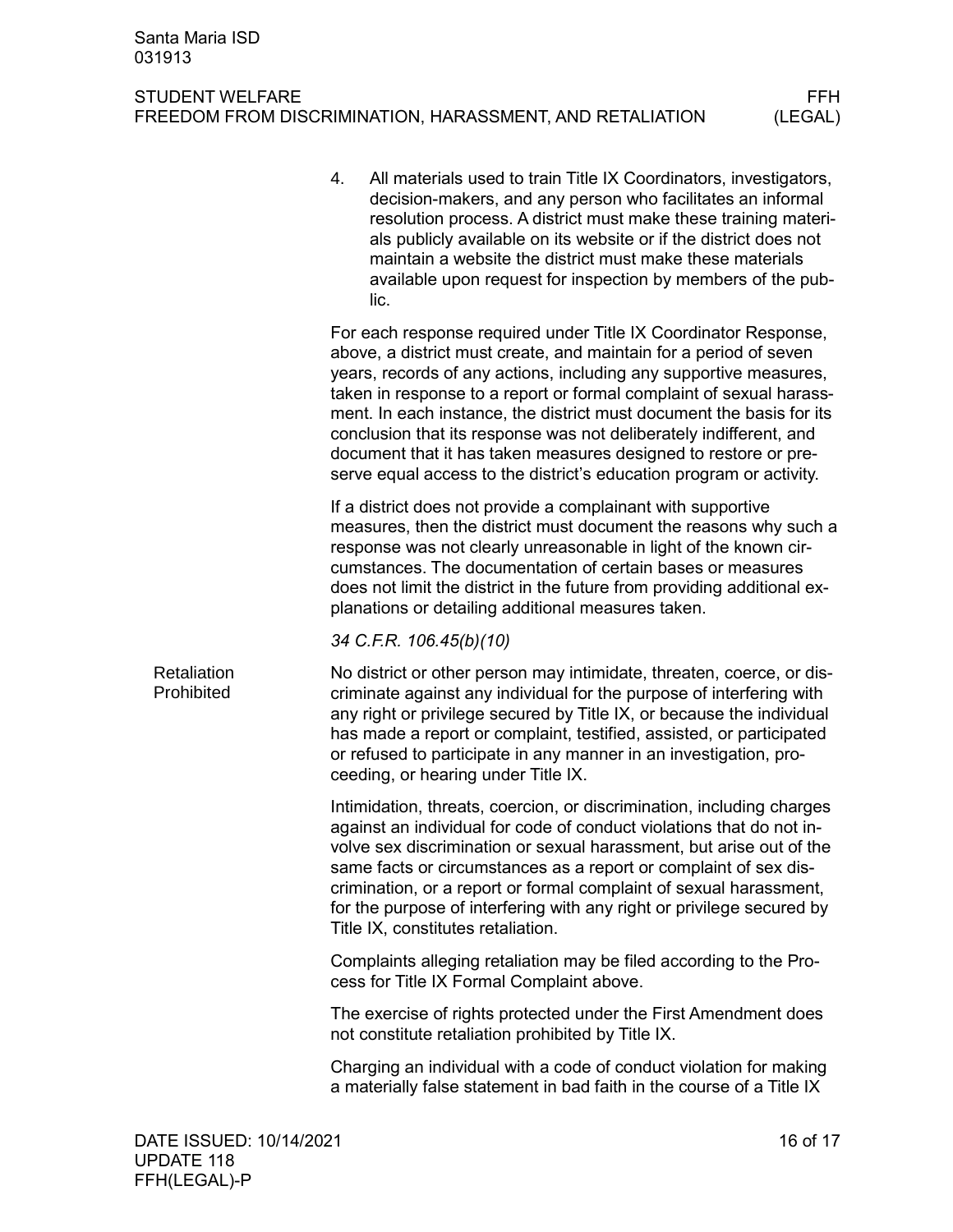4. All materials used to train Title IX Coordinators, investigators, decision-makers, and any person who facilitates an informal resolution process. A district must make these training materials publicly available on its website or if the district does not maintain a website the district must make these materials available upon request for inspection by members of the public.

For each response required under Title IX Coordinator Response, above, a district must create, and maintain for a period of seven years, records of any actions, including any supportive measures, taken in response to a report or formal complaint of sexual harassment. In each instance, the district must document the basis for its conclusion that its response was not deliberately indifferent, and document that it has taken measures designed to restore or preserve equal access to the district's education program or activity.

If a district does not provide a complainant with supportive measures, then the district must document the reasons why such a response was not clearly unreasonable in light of the known circumstances. The documentation of certain bases or measures does not limit the district in the future from providing additional explanations or detailing additional measures taken.

*34 C.F.R. 106.45(b)(10)*

## Retaliation Prohibited

No district or other person may intimidate, threaten, coerce, or discriminate against any individual for the purpose of interfering with any right or privilege secured by Title IX, or because the individual has made a report or complaint, testified, assisted, or participated or refused to participate in any manner in an investigation, proceeding, or hearing under Title IX.

Intimidation, threats, coercion, or discrimination, including charges against an individual for code of conduct violations that do not involve sex discrimination or sexual harassment, but arise out of the same facts or circumstances as a report or complaint of sex discrimination, or a report or formal complaint of sexual harassment, for the purpose of interfering with any right or privilege secured by Title IX, constitutes retaliation.

Complaints alleging retaliation may be filed according to the Process for Title IX Formal Complaint above.

The exercise of rights protected under the First Amendment does not constitute retaliation prohibited by Title IX.

Charging an individual with a code of conduct violation for making a materially false statement in bad faith in the course of a Title IX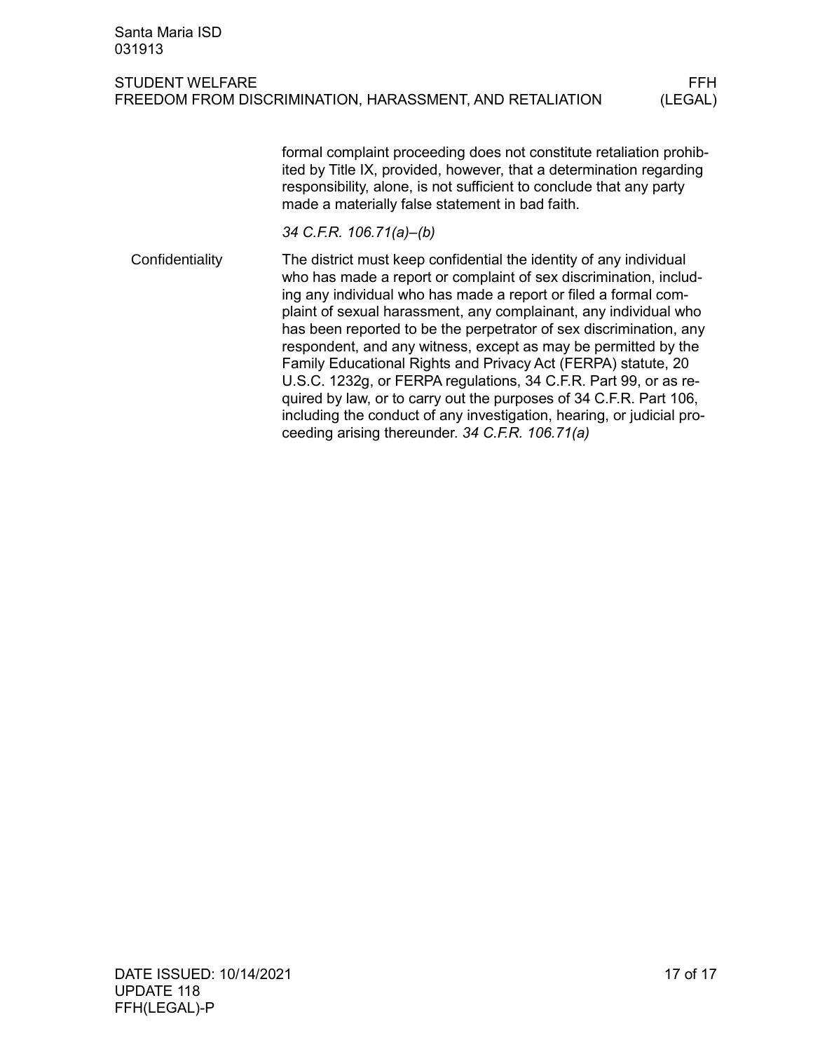formal complaint proceeding does not constitute retaliation prohibited by Title IX, provided, however, that a determination regarding responsibility, alone, is not sufficient to conclude that any party made a materially false statement in bad faith.

*34 C.F.R. 106.71(a)–(b)*

## Confidentiality

The district must keep confidential the identity of any individual who has made a report or complaint of sex discrimination, including any individual who has made a report or filed a formal complaint of sexual harassment, any complainant, any individual who has been reported to be the perpetrator of sex discrimination, any respondent, and any witness, except as may be permitted by the Family Educational Rights and Privacy Act (FERPA) statute, 20 U.S.C. 1232g, or FERPA regulations, 34 C.F.R. Part 99, or as required by law, or to carry out the purposes of 34 C.F.R. Part 106, including the conduct of any investigation, hearing, or judicial proceeding arising thereunder. *34 C.F.R. 106.71(a)*